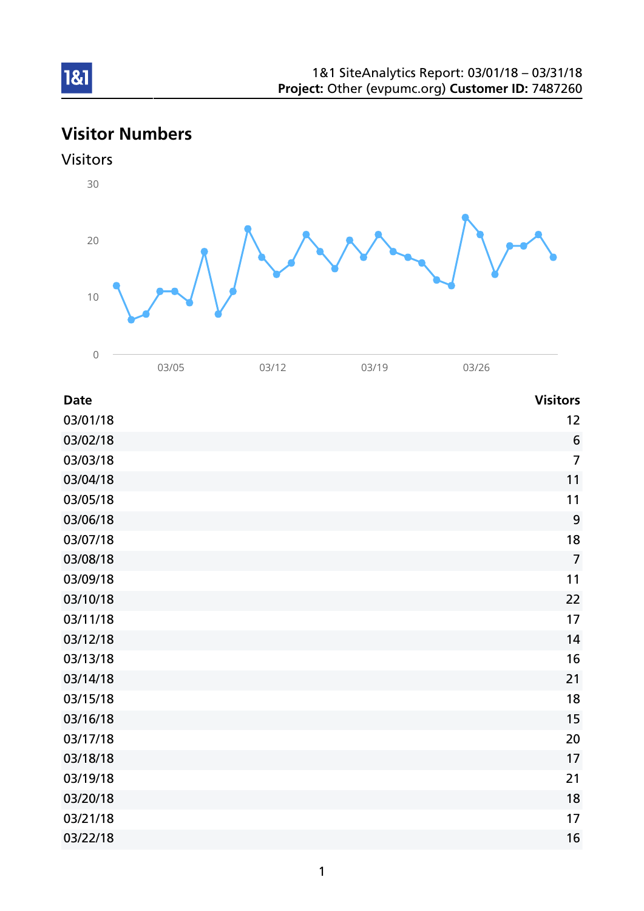1&1 SiteAnalytics Report: 03/01/18 – 03/31/18
**Project:** Other (evpumc.org) **Customer ID:** 7487260

# Visitor Numbers

## Visitors

| Date | Visitors |
|---|---|
| 03/01/18 | 12 |
| 03/02/18 | 6 |
| 03/03/18 | 7 |
| 03/04/18 | 11 |
| 03/05/18 | 11 |
| 03/06/18 | 9 |
| 03/07/18 | 18 |
| 03/08/18 | 7 |
| 03/09/18 | 11 |
| 03/10/18 | 22 |
| 03/11/18 | 17 |
| 03/12/18 | 14 |
| 03/13/18 | 16 |
| 03/14/18 | 21 |
| 03/15/18 | 18 |
| 03/16/18 | 15 |
| 03/17/18 | 20 |
| 03/18/18 | 17 |
| 03/19/18 | 21 |
| 03/20/18 | 18 |
| 03/21/18 | 17 |
| 03/22/18 | 16 |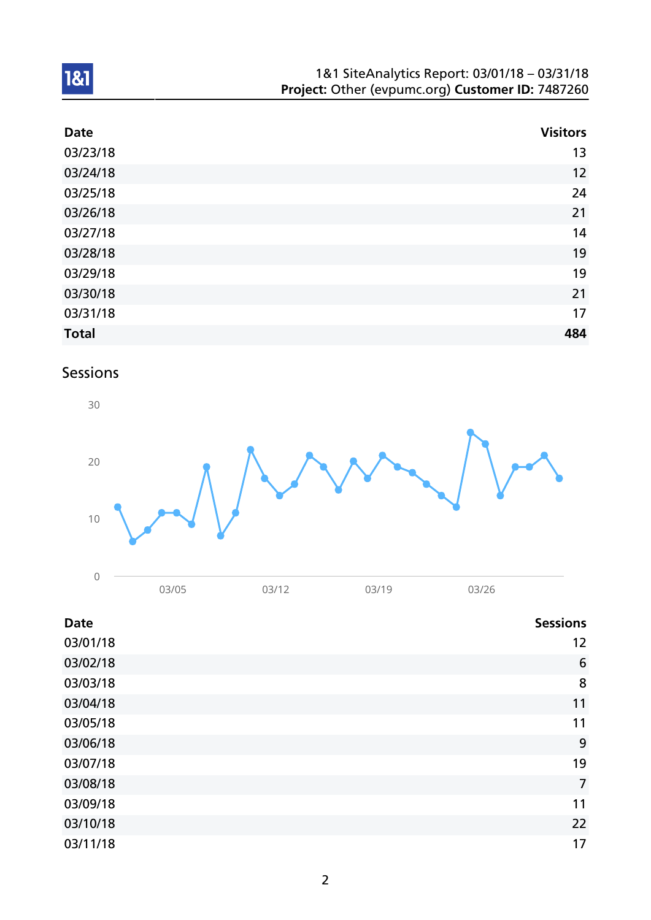| Date | Visitors |
|---|---|
| 03/23/18 | 13 |
| 03/24/18 | 12 |
| 03/25/18 | 24 |
| 03/26/18 | 21 |
| 03/27/18 | 14 |
| 03/28/18 | 19 |
| 03/29/18 | 19 |
| 03/30/18 | 21 |
| 03/31/18 | 17 |
| **Total** | **484** |

## Sessions

| Date | Sessions |
|---|---|
| 03/01/18 | 12 |
| 03/02/18 | 6 |
| 03/03/18 | 8 |
| 03/04/18 | 11 |
| 03/05/18 | 11 |
| 03/06/18 | 9 |
| 03/07/18 | 19 |
| 03/08/18 | 7 |
| 03/09/18 | 11 |
| 03/10/18 | 22 |
| 03/11/18 | 17 |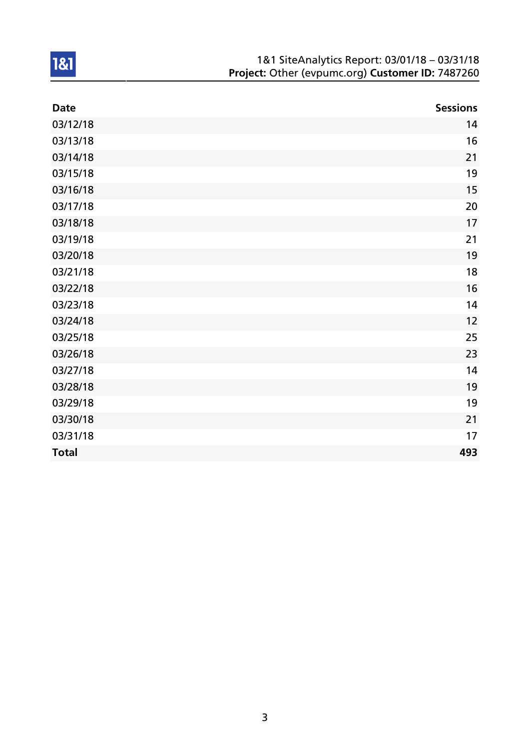| Date | Sessions |
|---|---|
| 03/12/18 | 14 |
| 03/13/18 | 16 |
| 03/14/18 | 21 |
| 03/15/18 | 19 |
| 03/16/18 | 15 |
| 03/17/18 | 20 |
| 03/18/18 | 17 |
| 03/19/18 | 21 |
| 03/20/18 | 19 |
| 03/21/18 | 18 |
| 03/22/18 | 16 |
| 03/23/18 | 14 |
| 03/24/18 | 12 |
| 03/25/18 | 25 |
| 03/26/18 | 23 |
| 03/27/18 | 14 |
| 03/28/18 | 19 |
| 03/29/18 | 19 |
| 03/30/18 | 21 |
| 03/31/18 | 17 |
| **Total** | **493** |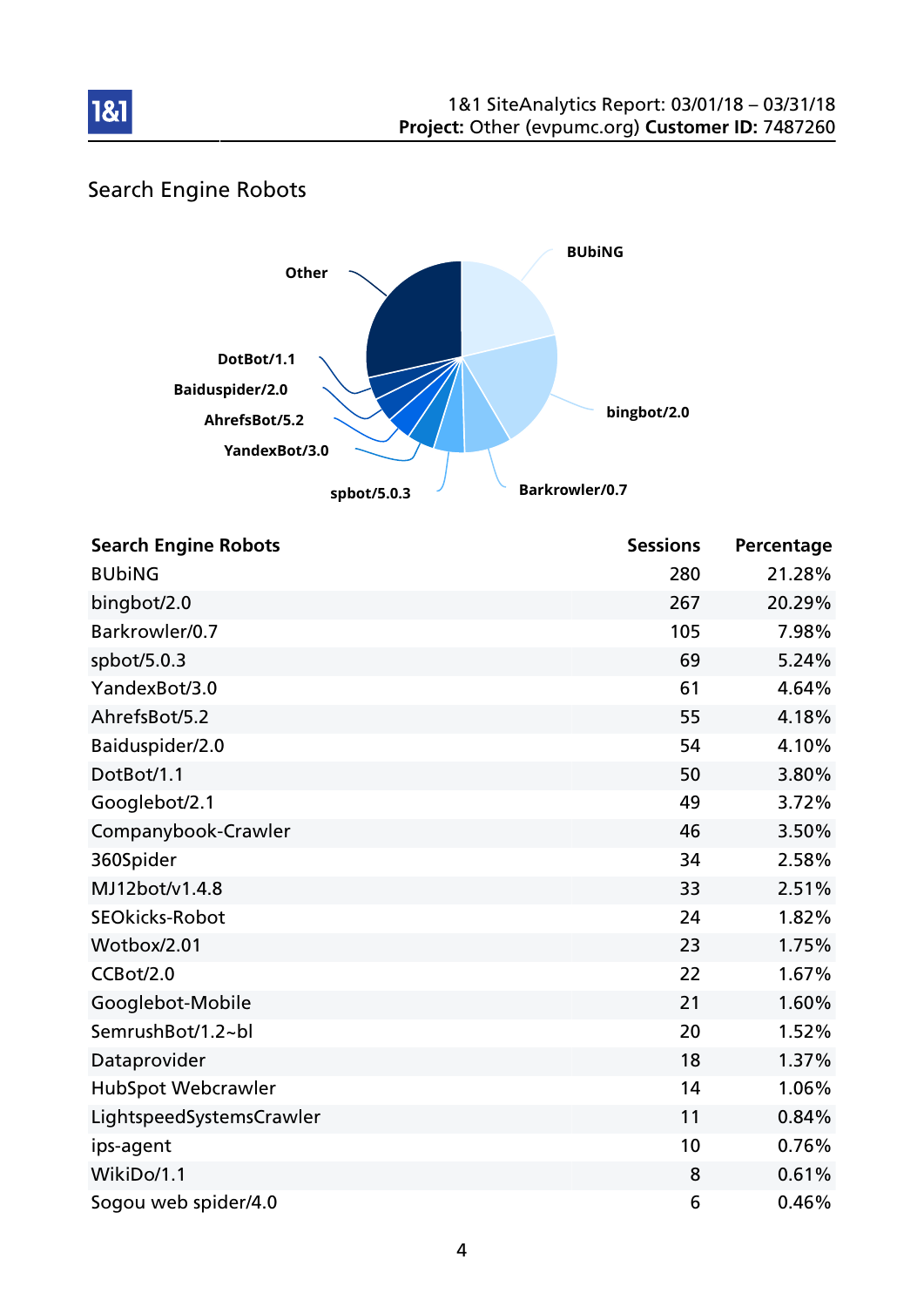## Search Engine Robots

| Search Engine Robots | Sessions | Percentage |
|---|---|---|
| BUbiNG | 280 | 21.28% |
| bingbot/2.0 | 267 | 20.29% |
| Barkrowler/0.7 | 105 | 7.98% |
| spbot/5.0.3 | 69 | 5.24% |
| YandexBot/3.0 | 61 | 4.64% |
| AhrefsBot/5.2 | 55 | 4.18% |
| Baiduspider/2.0 | 54 | 4.10% |
| DotBot/1.1 | 50 | 3.80% |
| Googlebot/2.1 | 49 | 3.72% |
| Companybook-Crawler | 46 | 3.50% |
| 360Spider | 34 | 2.58% |
| MJ12bot/v1.4.8 | 33 | 2.51% |
| SEOkicks-Robot | 24 | 1.82% |
| Wotbox/2.01 | 23 | 1.75% |
| CCBot/2.0 | 22 | 1.67% |
| Googlebot-Mobile | 21 | 1.60% |
| SemrushBot/1.2~bl | 20 | 1.52% |
| Dataprovider | 18 | 1.37% |
| HubSpot Webcrawler | 14 | 1.06% |
| LightspeedSystemsCrawler | 11 | 0.84% |
| ips-agent | 10 | 0.76% |
| WikiDo/1.1 | 8 | 0.61% |
| Sogou web spider/4.0 | 6 | 0.46% |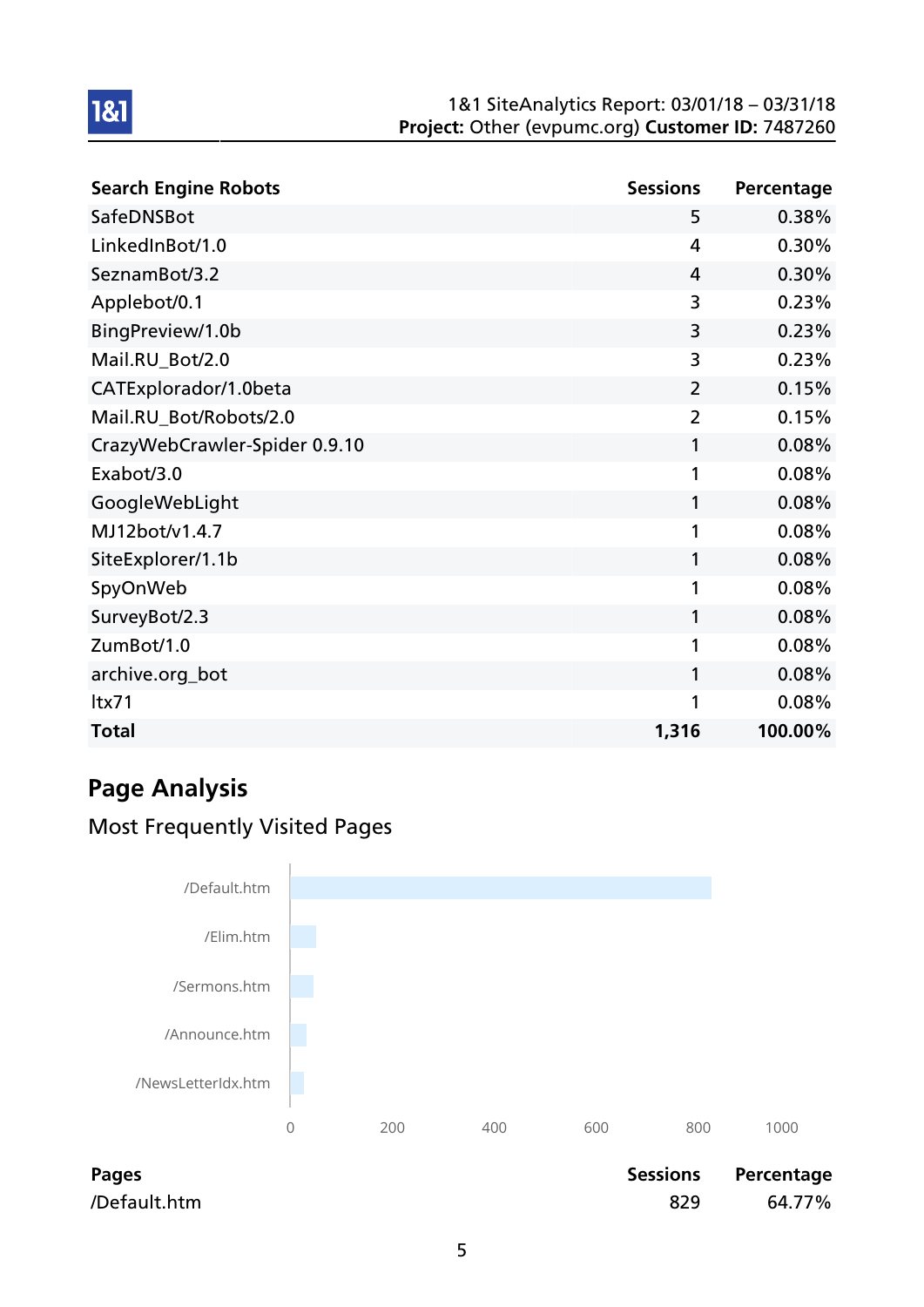| Search Engine Robots | Sessions | Percentage |
|---|---|---|
| SafeDNSBot | 5 | 0.38% |
| LinkedInBot/1.0 | 4 | 0.30% |
| SeznamBot/3.2 | 4 | 0.30% |
| Applebot/0.1 | 3 | 0.23% |
| BingPreview/1.0b | 3 | 0.23% |
| Mail.RU_Bot/2.0 | 3 | 0.23% |
| CATExplorador/1.0beta | 2 | 0.15% |
| Mail.RU_Bot/Robots/2.0 | 2 | 0.15% |
| CrazyWebCrawler-Spider 0.9.10 | 1 | 0.08% |
| Exabot/3.0 | 1 | 0.08% |
| GoogleWebLight | 1 | 0.08% |
| MJ12bot/v1.4.7 | 1 | 0.08% |
| SiteExplorer/1.1b | 1 | 0.08% |
| SpyOnWeb | 1 | 0.08% |
| SurveyBot/2.3 | 1 | 0.08% |
| ZumBot/1.0 | 1 | 0.08% |
| archive.org_bot | 1 | 0.08% |
| ltx71 | 1 | 0.08% |
| **Total** | **1,316** | **100.00%** |

## Page Analysis

### Most Frequently Visited Pages

| Pages | Sessions | Percentage |
|---|---|---|
| /Default.htm | 829 | 64.77% |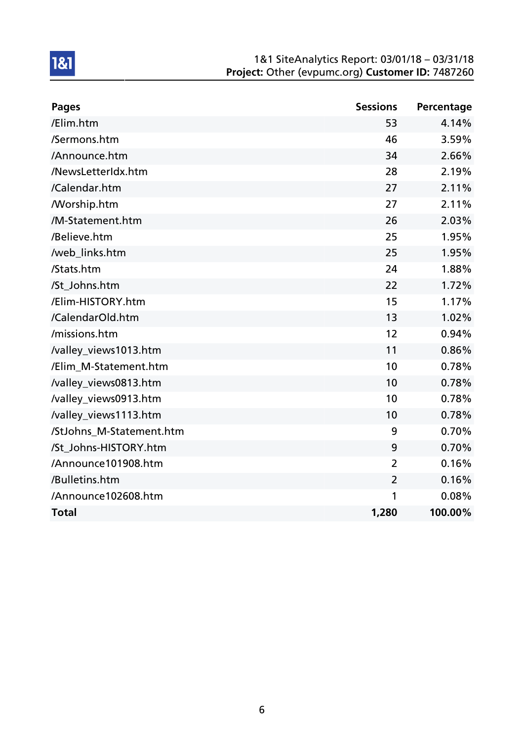1&1 SiteAnalytics Report: 03/01/18 – 03/31/18
**Project:** Other (evpumc.org) **Customer ID:** 7487260

| Pages | Sessions | Percentage |
|---|---:|---:|
| /Elim.htm | 53 | 4.14% |
| /Sermons.htm | 46 | 3.59% |
| /Announce.htm | 34 | 2.66% |
| /NewsLetterIdx.htm | 28 | 2.19% |
| /Calendar.htm | 27 | 2.11% |
| /Worship.htm | 27 | 2.11% |
| /M-Statement.htm | 26 | 2.03% |
| /Believe.htm | 25 | 1.95% |
| /web_links.htm | 25 | 1.95% |
| /Stats.htm | 24 | 1.88% |
| /St_Johns.htm | 22 | 1.72% |
| /Elim-HISTORY.htm | 15 | 1.17% |
| /CalendarOld.htm | 13 | 1.02% |
| /missions.htm | 12 | 0.94% |
| /valley_views1013.htm | 11 | 0.86% |
| /Elim_M-Statement.htm | 10 | 0.78% |
| /valley_views0813.htm | 10 | 0.78% |
| /valley_views0913.htm | 10 | 0.78% |
| /valley_views1113.htm | 10 | 0.78% |
| /StJohns_M-Statement.htm | 9 | 0.70% |
| /St_Johns-HISTORY.htm | 9 | 0.70% |
| /Announce101908.htm | 2 | 0.16% |
| /Bulletins.htm | 2 | 0.16% |
| /Announce102608.htm | 1 | 0.08% |
| **Total** | **1,280** | **100.00%** |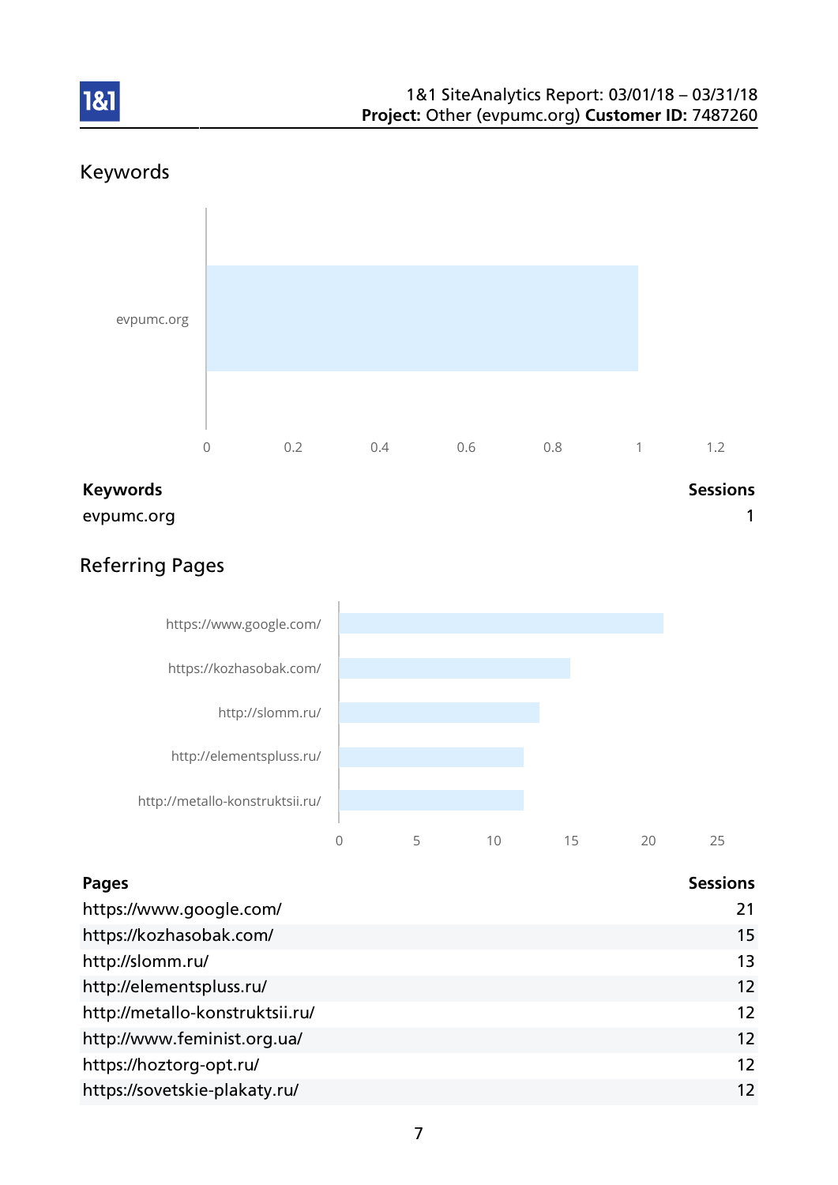## Keywords

| Keywords | Sessions |
| --- | --- |
| evpumc.org | 1 |

## Referring Pages

| Pages | Sessions |
| --- | --- |
| https://www.google.com/ | 21 |
| https://kozhasobak.com/ | 15 |
| http://slomm.ru/ | 13 |
| http://elementspluss.ru/ | 12 |
| http://metallo-konstruktsii.ru/ | 12 |
| http://www.feminist.org.ua/ | 12 |
| https://hoztorg-opt.ru/ | 12 |
| https://sovetskie-plakaty.ru/ | 12 |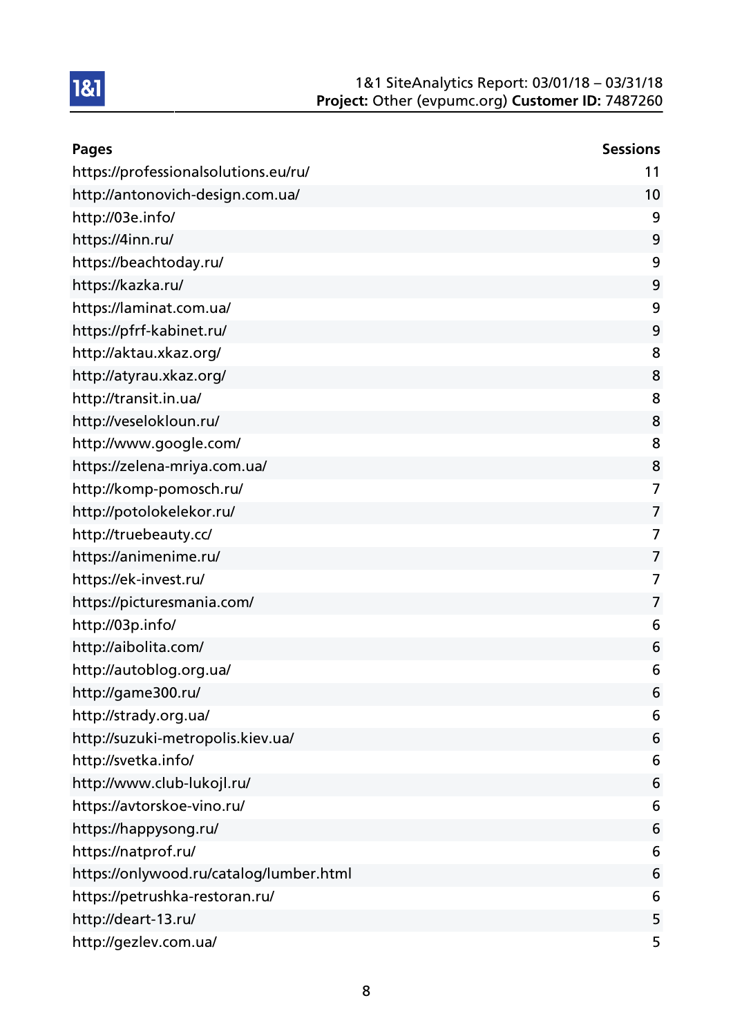| Pages | Sessions |
|---|---|
| https://professionalsolutions.eu/ru/ | 11 |
| http://antonovich-design.com.ua/ | 10 |
| http://03e.info/ | 9 |
| https://4inn.ru/ | 9 |
| https://beachtoday.ru/ | 9 |
| https://kazka.ru/ | 9 |
| https://laminat.com.ua/ | 9 |
| https://pfrf-kabinet.ru/ | 9 |
| http://aktau.xkaz.org/ | 8 |
| http://atyrau.xkaz.org/ | 8 |
| http://transit.in.ua/ | 8 |
| http://veselokloun.ru/ | 8 |
| http://www.google.com/ | 8 |
| https://zelena-mriya.com.ua/ | 8 |
| http://komp-pomosch.ru/ | 7 |
| http://potolokelekor.ru/ | 7 |
| http://truebeauty.cc/ | 7 |
| https://animenime.ru/ | 7 |
| https://ek-invest.ru/ | 7 |
| https://picturesmania.com/ | 7 |
| http://03p.info/ | 6 |
| http://aibolita.com/ | 6 |
| http://autoblog.org.ua/ | 6 |
| http://game300.ru/ | 6 |
| http://strady.org.ua/ | 6 |
| http://suzuki-metropolis.kiev.ua/ | 6 |
| http://svetka.info/ | 6 |
| http://www.club-lukojl.ru/ | 6 |
| https://avtorskoe-vino.ru/ | 6 |
| https://happysong.ru/ | 6 |
| https://natprof.ru/ | 6 |
| https://onlywood.ru/catalog/lumber.html | 6 |
| https://petrushka-restoran.ru/ | 6 |
| http://deart-13.ru/ | 5 |
| http://gezlev.com.ua/ | 5 |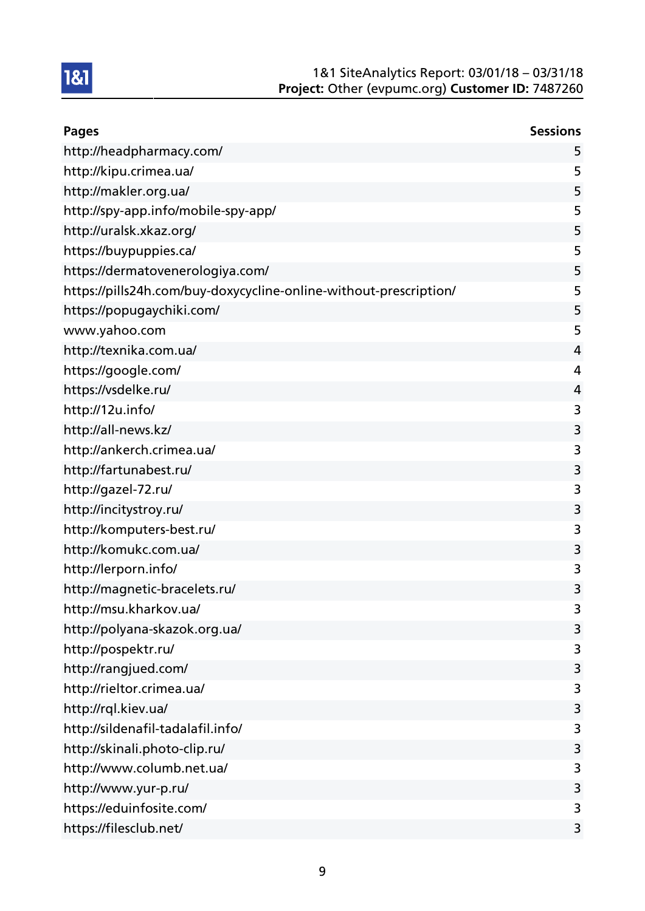| Pages | Sessions |
|---|---|
| http://headpharmacy.com/ | 5 |
| http://kipu.crimea.ua/ | 5 |
| http://makler.org.ua/ | 5 |
| http://spy-app.info/mobile-spy-app/ | 5 |
| http://uralsk.xkaz.org/ | 5 |
| https://buypuppies.ca/ | 5 |
| https://dermatovenerologiya.com/ | 5 |
| https://pills24h.com/buy-doxycycline-online-without-prescription/ | 5 |
| https://popugaychiki.com/ | 5 |
| www.yahoo.com | 5 |
| http://texnika.com.ua/ | 4 |
| https://google.com/ | 4 |
| https://vsdelke.ru/ | 4 |
| http://12u.info/ | 3 |
| http://all-news.kz/ | 3 |
| http://ankerch.crimea.ua/ | 3 |
| http://fartunabest.ru/ | 3 |
| http://gazel-72.ru/ | 3 |
| http://incitystroy.ru/ | 3 |
| http://komputers-best.ru/ | 3 |
| http://komukc.com.ua/ | 3 |
| http://lerporn.info/ | 3 |
| http://magnetic-bracelets.ru/ | 3 |
| http://msu.kharkov.ua/ | 3 |
| http://polyana-skazok.org.ua/ | 3 |
| http://pospektr.ru/ | 3 |
| http://rangjued.com/ | 3 |
| http://rieltor.crimea.ua/ | 3 |
| http://rql.kiev.ua/ | 3 |
| http://sildenafil-tadalafil.info/ | 3 |
| http://skinali.photo-clip.ru/ | 3 |
| http://www.columb.net.ua/ | 3 |
| http://www.yur-p.ru/ | 3 |
| https://eduinfosite.com/ | 3 |
| https://filesclub.net/ | 3 |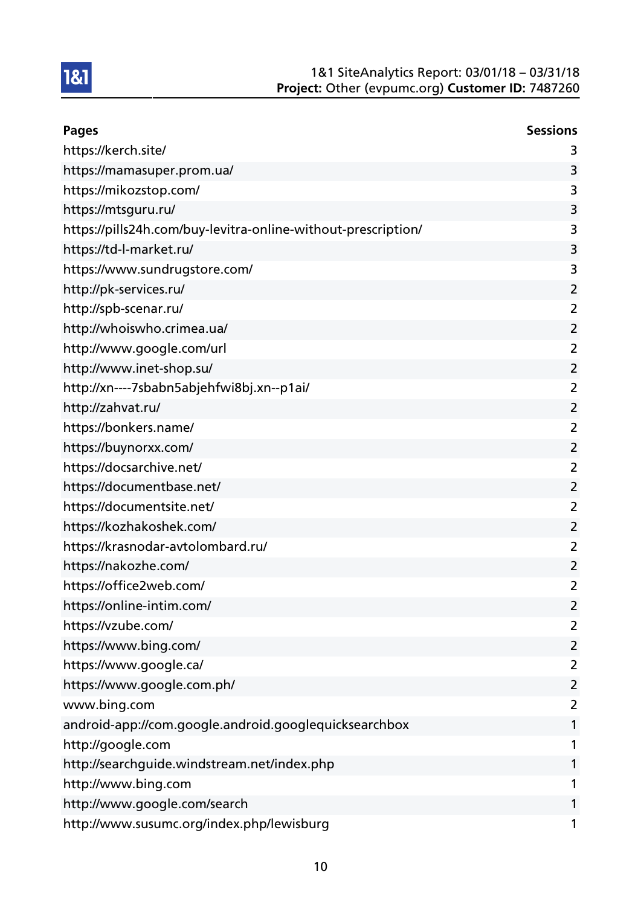| Pages | Sessions |
|---|---|
| https://kerch.site/ | 3 |
| https://mamasuper.prom.ua/ | 3 |
| https://mikozstop.com/ | 3 |
| https://mtsguru.ru/ | 3 |
| https://pills24h.com/buy-levitra-online-without-prescription/ | 3 |
| https://td-l-market.ru/ | 3 |
| https://www.sundrugstore.com/ | 3 |
| http://pk-services.ru/ | 2 |
| http://spb-scenar.ru/ | 2 |
| http://whoiswho.crimea.ua/ | 2 |
| http://www.google.com/url | 2 |
| http://www.inet-shop.su/ | 2 |
| http://xn----7sbabn5abjehfwi8bj.xn--p1ai/ | 2 |
| http://zahvat.ru/ | 2 |
| https://bonkers.name/ | 2 |
| https://buynorxx.com/ | 2 |
| https://docsarchive.net/ | 2 |
| https://documentbase.net/ | 2 |
| https://documentsite.net/ | 2 |
| https://kozhakoshek.com/ | 2 |
| https://krasnodar-avtolombard.ru/ | 2 |
| https://nakozhe.com/ | 2 |
| https://office2web.com/ | 2 |
| https://online-intim.com/ | 2 |
| https://vzube.com/ | 2 |
| https://www.bing.com/ | 2 |
| https://www.google.ca/ | 2 |
| https://www.google.com.ph/ | 2 |
| www.bing.com | 2 |
| android-app://com.google.android.googlequicksearchbox | 1 |
| http://google.com | 1 |
| http://searchguide.windstream.net/index.php | 1 |
| http://www.bing.com | 1 |
| http://www.google.com/search | 1 |
| http://www.susumc.org/index.php/lewisburg | 1 |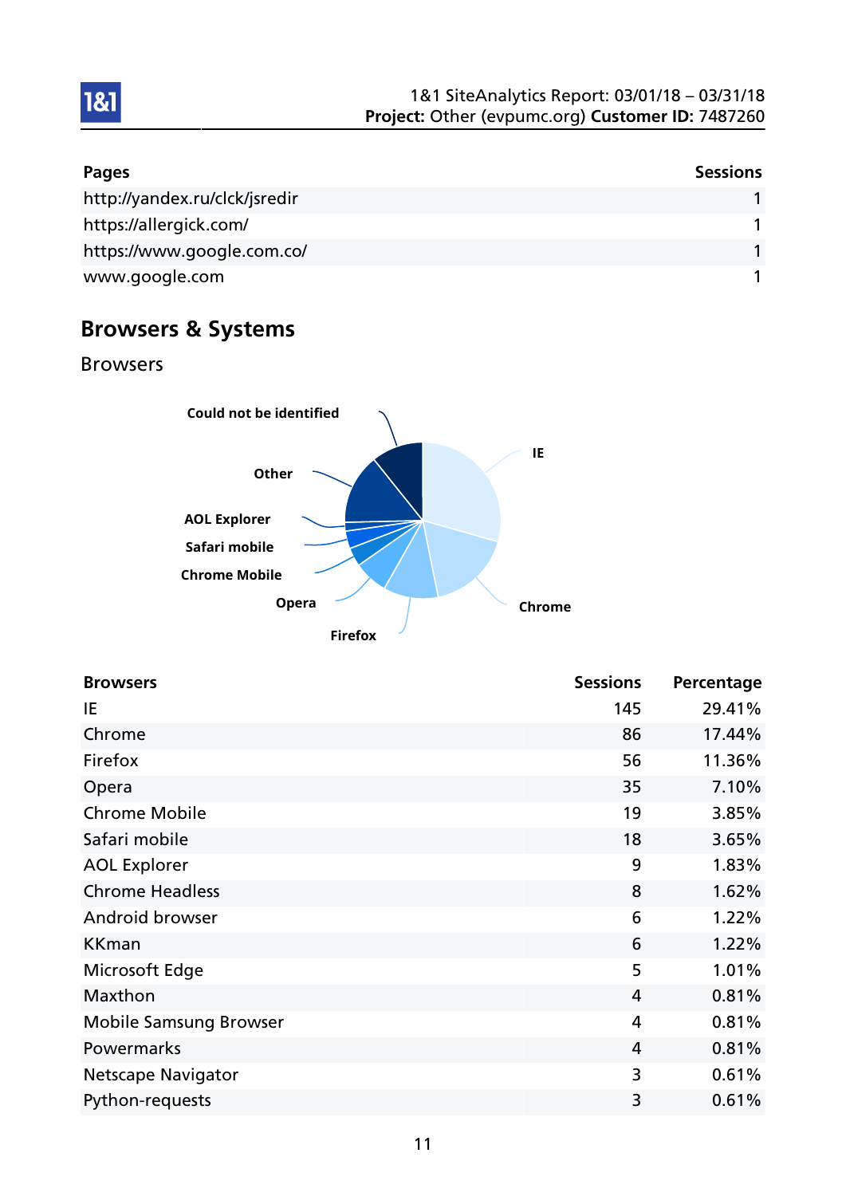| Pages | Sessions |
|---|---|
| http://yandex.ru/clck/jsredir | 1 |
| https://allergick.com/ | 1 |
| https://www.google.com.co/ | 1 |
| www.google.com | 1 |

## Browsers & Systems

### Browsers

| Browsers | Sessions | Percentage |
|---|---|---|
| IE | 145 | 29.41% |
| Chrome | 86 | 17.44% |
| Firefox | 56 | 11.36% |
| Opera | 35 | 7.10% |
| Chrome Mobile | 19 | 3.85% |
| Safari mobile | 18 | 3.65% |
| AOL Explorer | 9 | 1.83% |
| Chrome Headless | 8 | 1.62% |
| Android browser | 6 | 1.22% |
| KKman | 6 | 1.22% |
| Microsoft Edge | 5 | 1.01% |
| Maxthon | 4 | 0.81% |
| Mobile Samsung Browser | 4 | 0.81% |
| Powermarks | 4 | 0.81% |
| Netscape Navigator | 3 | 0.61% |
| Python-requests | 3 | 0.61% |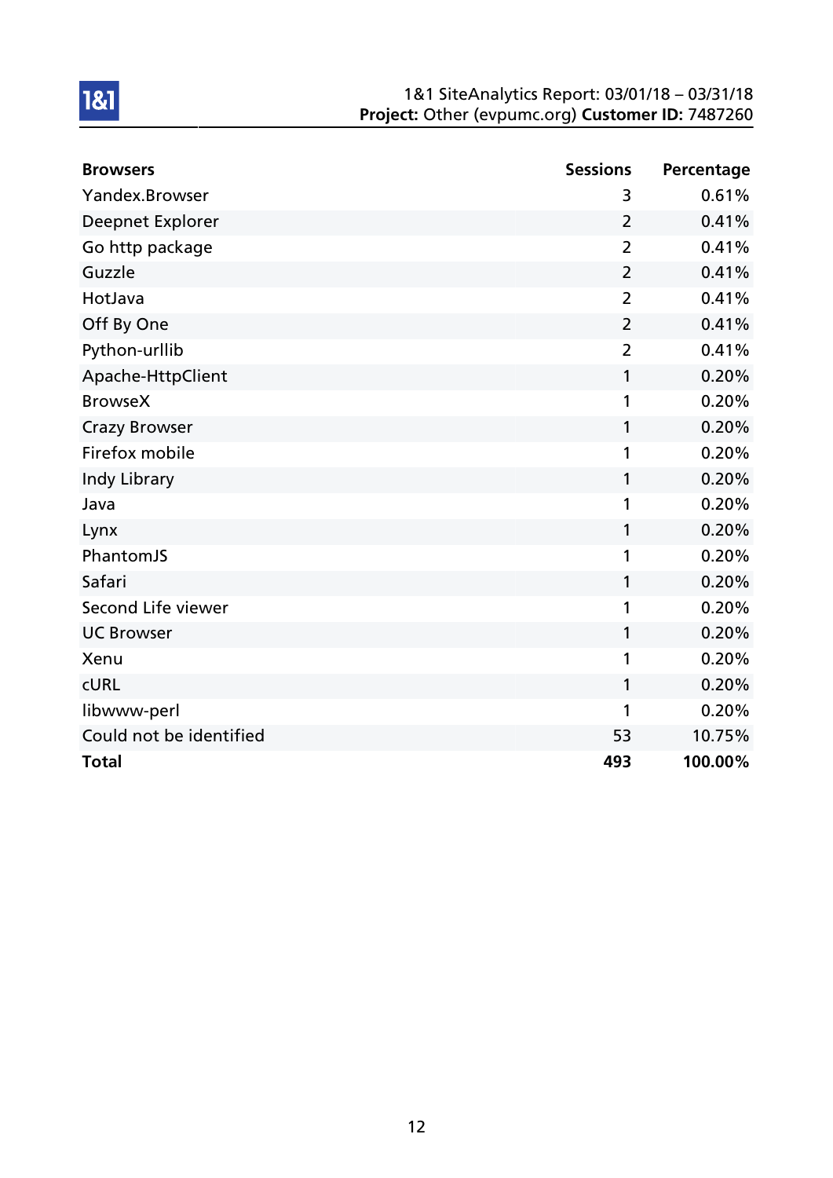| Browsers | Sessions | Percentage |
|---|---|---|
| Yandex.Browser | 3 | 0.61% |
| Deepnet Explorer | 2 | 0.41% |
| Go http package | 2 | 0.41% |
| Guzzle | 2 | 0.41% |
| HotJava | 2 | 0.41% |
| Off By One | 2 | 0.41% |
| Python-urllib | 2 | 0.41% |
| Apache-HttpClient | 1 | 0.20% |
| BrowseX | 1 | 0.20% |
| Crazy Browser | 1 | 0.20% |
| Firefox mobile | 1 | 0.20% |
| Indy Library | 1 | 0.20% |
| Java | 1 | 0.20% |
| Lynx | 1 | 0.20% |
| PhantomJS | 1 | 0.20% |
| Safari | 1 | 0.20% |
| Second Life viewer | 1 | 0.20% |
| UC Browser | 1 | 0.20% |
| Xenu | 1 | 0.20% |
| cURL | 1 | 0.20% |
| libwww-perl | 1 | 0.20% |
| Could not be identified | 53 | 10.75% |
| **Total** | **493** | **100.00%** |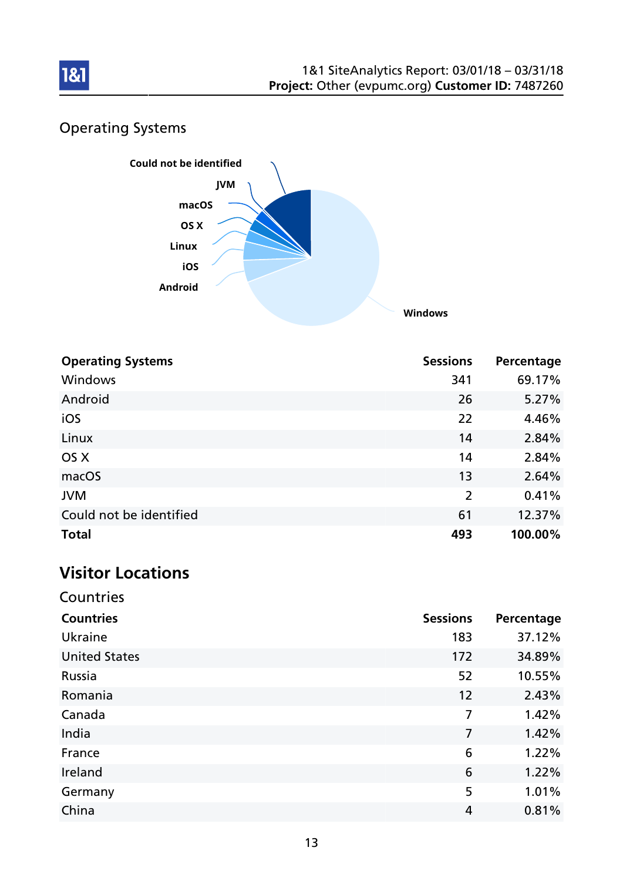## Operating Systems

| Operating Systems | Sessions | Percentage |
|---|---|---|
| Windows | 341 | 69.17% |
| Android | 26 | 5.27% |
| iOS | 22 | 4.46% |
| Linux | 14 | 2.84% |
| OS X | 14 | 2.84% |
| macOS | 13 | 2.64% |
| JVM | 2 | 0.41% |
| Could not be identified | 61 | 12.37% |
| **Total** | **493** | **100.00%** |

# Visitor Locations

## Countries

| Countries | Sessions | Percentage |
|---|---|---|
| Ukraine | 183 | 37.12% |
| United States | 172 | 34.89% |
| Russia | 52 | 10.55% |
| Romania | 12 | 2.43% |
| Canada | 7 | 1.42% |
| India | 7 | 1.42% |
| France | 6 | 1.22% |
| Ireland | 6 | 1.22% |
| Germany | 5 | 1.01% |
| China | 4 | 0.81% |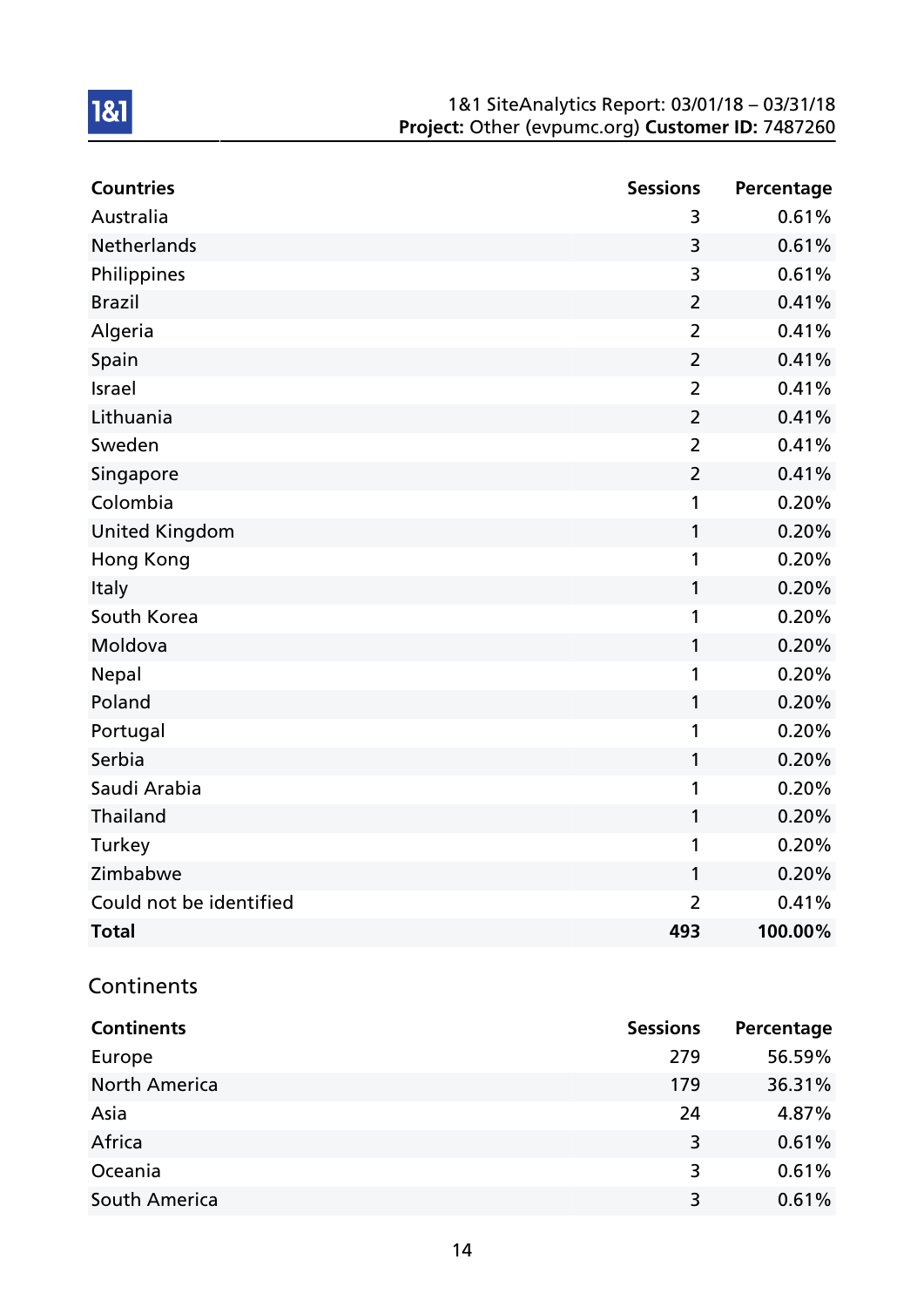| Countries | Sessions | Percentage |
|---|---|---|
| Australia | 3 | 0.61% |
| Netherlands | 3 | 0.61% |
| Philippines | 3 | 0.61% |
| Brazil | 2 | 0.41% |
| Algeria | 2 | 0.41% |
| Spain | 2 | 0.41% |
| Israel | 2 | 0.41% |
| Lithuania | 2 | 0.41% |
| Sweden | 2 | 0.41% |
| Singapore | 2 | 0.41% |
| Colombia | 1 | 0.20% |
| United Kingdom | 1 | 0.20% |
| Hong Kong | 1 | 0.20% |
| Italy | 1 | 0.20% |
| South Korea | 1 | 0.20% |
| Moldova | 1 | 0.20% |
| Nepal | 1 | 0.20% |
| Poland | 1 | 0.20% |
| Portugal | 1 | 0.20% |
| Serbia | 1 | 0.20% |
| Saudi Arabia | 1 | 0.20% |
| Thailand | 1 | 0.20% |
| Turkey | 1 | 0.20% |
| Zimbabwe | 1 | 0.20% |
| Could not be identified | 2 | 0.41% |
| **Total** | **493** | **100.00%** |

## Continents

| Continents | Sessions | Percentage |
|---|---|---|
| Europe | 279 | 56.59% |
| North America | 179 | 36.31% |
| Asia | 24 | 4.87% |
| Africa | 3 | 0.61% |
| Oceania | 3 | 0.61% |
| South America | 3 | 0.61% |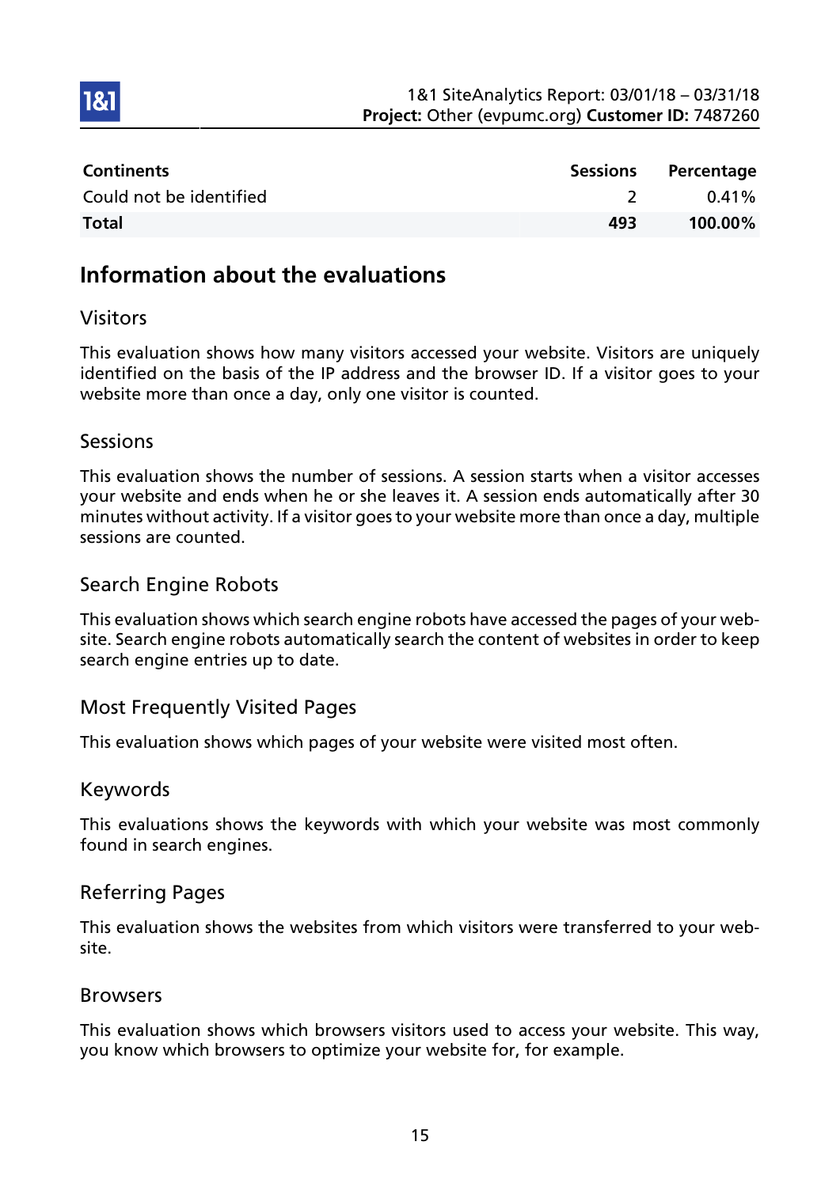| Continents | Sessions | Percentage |
|---|---|---|
| Could not be identified | 2 | 0.41% |
| **Total** | **493** | **100.00%** |

## Information about the evaluations

### Visitors

This evaluation shows how many visitors accessed your website. Visitors are uniquely identified on the basis of the IP address and the browser ID. If a visitor goes to your website more than once a day, only one visitor is counted.

### Sessions

This evaluation shows the number of sessions. A session starts when a visitor accesses your website and ends when he or she leaves it. A session ends automatically after 30 minutes without activity. If a visitor goes to your website more than once a day, multiple sessions are counted.

### Search Engine Robots

This evaluation shows which search engine robots have accessed the pages of your website. Search engine robots automatically search the content of websites in order to keep search engine entries up to date.

### Most Frequently Visited Pages

This evaluation shows which pages of your website were visited most often.

### Keywords

This evaluations shows the keywords with which your website was most commonly found in search engines.

### Referring Pages

This evaluation shows the websites from which visitors were transferred to your website.

### Browsers

This evaluation shows which browsers visitors used to access your website. This way, you know which browsers to optimize your website for, for example.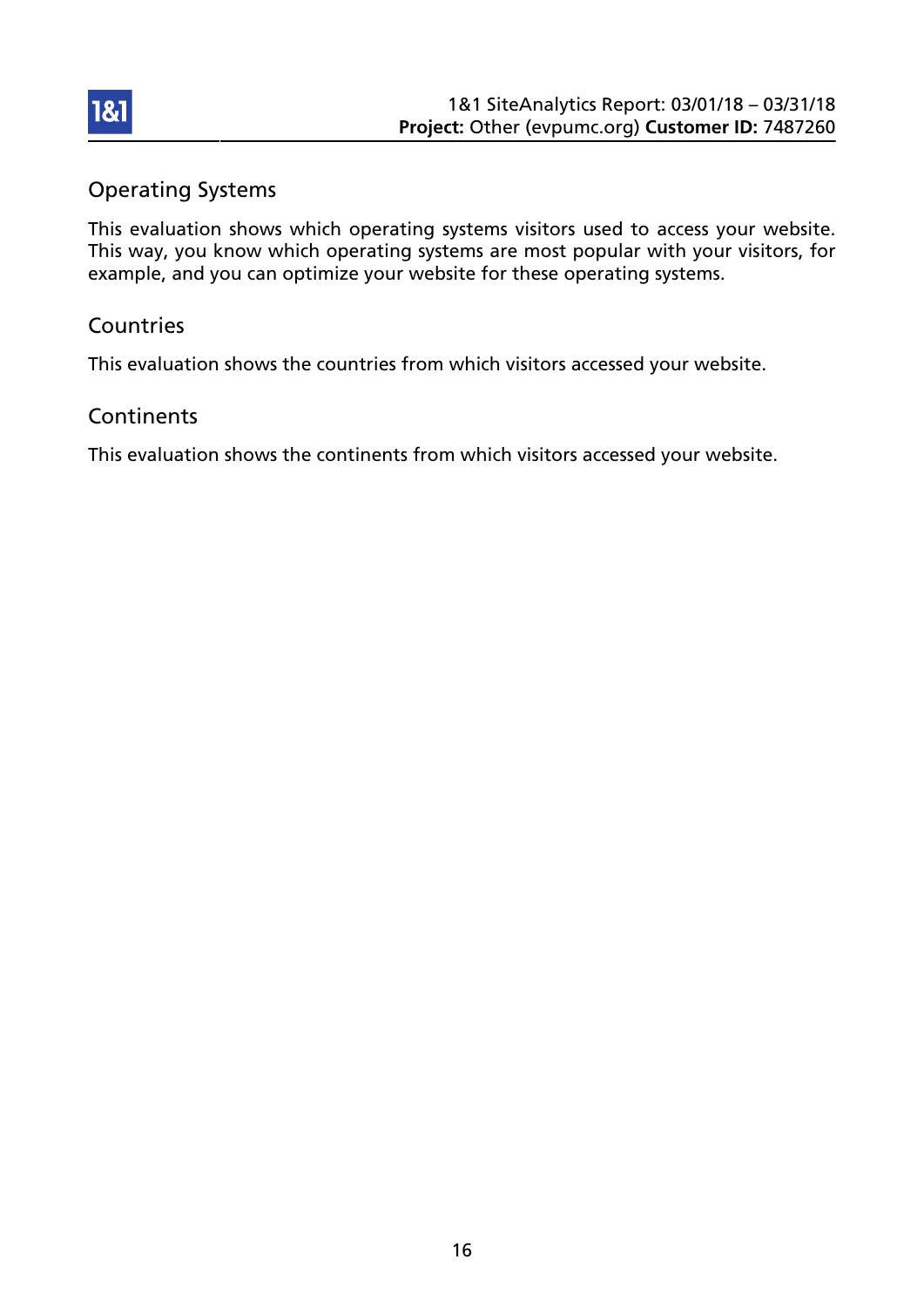## Operating Systems

This evaluation shows which operating systems visitors used to access your website. This way, you know which operating systems are most popular with your visitors, for example, and you can optimize your website for these operating systems.

## Countries

This evaluation shows the countries from which visitors accessed your website.

## Continents

This evaluation shows the continents from which visitors accessed your website.